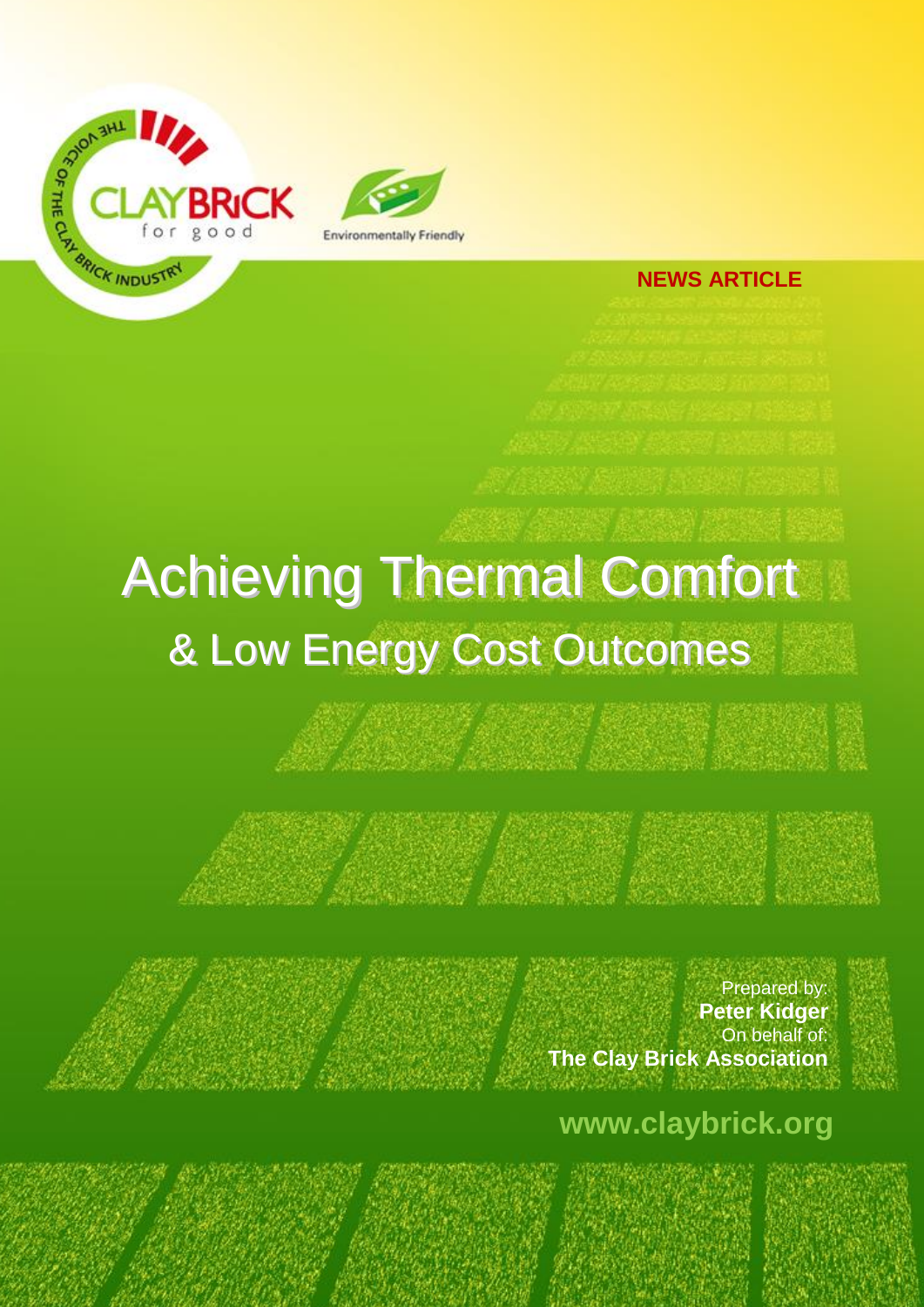THE VOICE OF THE CLAY BRICK INDUSTRY

CLAYBRICK for good

Environmentally Friendly

**NEWS ARTICLE**

# Achieving Thermal Comfort
## & Low Energy Cost Outcomes

Prepared by:
**Peter Kidger**
On behalf of:
**The Clay Brick Association**

**www.claybrick.org**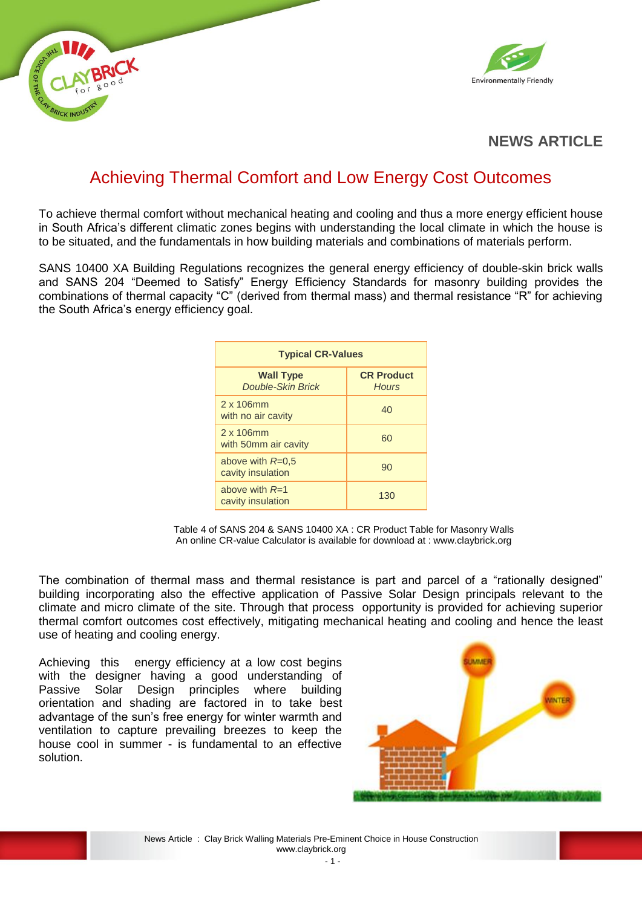**NEWS ARTICLE**

# Achieving Thermal Comfort and Low Energy Cost Outcomes

To achieve thermal comfort without mechanical heating and cooling and thus a more energy efficient house in South Africa's different climatic zones begins with understanding the local climate in which the house is to be situated, and the fundamentals in how building materials and combinations of materials perform.

SANS 10400 XA Building Regulations recognizes the general energy efficiency of double-skin brick walls and SANS 204 "Deemed to Satisfy" Energy Efficiency Standards for masonry building provides the combinations of thermal capacity "C" (derived from thermal mass) and thermal resistance "R" for achieving the South Africa's energy efficiency goal.

| Typical CR-Values | |
|---|---|
| **Wall Type** *Double-Skin Brick* | **CR Product** *Hours* |
| 2 x 106mm with no air cavity | 40 |
| 2 x 106mm with 50mm air cavity | 60 |
| above with *R*=0,5 cavity insulation | 90 |
| above with *R*=1 cavity insulation | 130 |

Table 4 of SANS 204 & SANS 10400 XA : CR Product Table for Masonry Walls
An online CR-value Calculator is available for download at : www.claybrick.org

The combination of thermal mass and thermal resistance is part and parcel of a "rationally designed" building incorporating also the effective application of Passive Solar Design principals relevant to the climate and micro climate of the site. Through that process opportunity is provided for achieving superior thermal comfort outcomes cost effectively, mitigating mechanical heating and cooling and hence the least use of heating and cooling energy.

Achieving this energy efficiency at a low cost begins with the designer having a good understanding of Passive Solar Design principles where building orientation and shading are factored in to take best advantage of the sun's free energy for winter warmth and ventilation to capture prevailing breezes to keep the house cool in summer - is fundamental to an effective solution.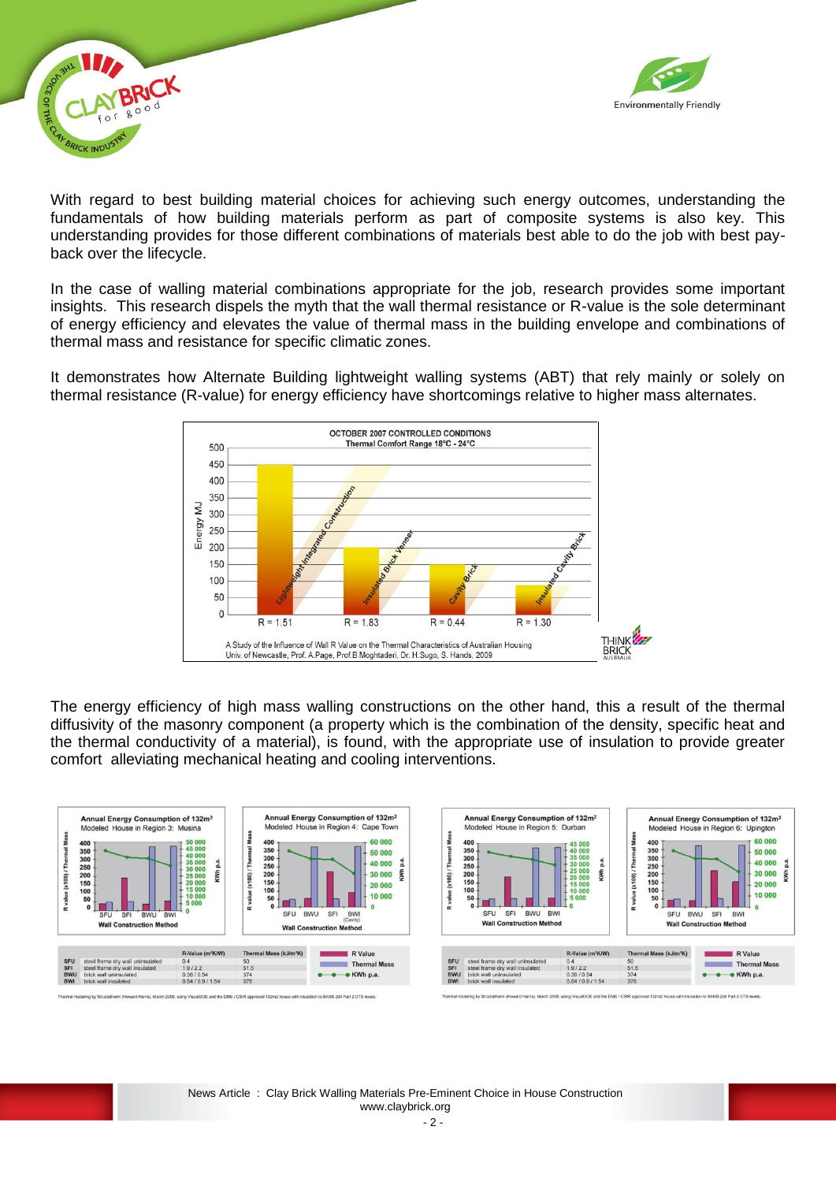With regard to best building material choices for achieving such energy outcomes, understanding the fundamentals of how building materials perform as part of composite systems is also key. This understanding provides for those different combinations of materials best able to do the job with best pay-back over the lifecycle.

In the case of walling material combinations appropriate for the job, research provides some important insights. This research dispels the myth that the wall thermal resistance or R-value is the sole determinant of energy efficiency and elevates the value of thermal mass in the building envelope and combinations of thermal mass and resistance for specific climatic zones.

It demonstrates how Alternate Building lightweight walling systems (ABT) that rely mainly or solely on thermal resistance (R-value) for energy efficiency have shortcomings relative to higher mass alternates.

OCTOBER 2007 CONTROLLED CONDITIONS
Thermal Comfort Range 18°C - 24°C

| Wall type | R-value | Energy MJ (approx.) |
|---|---|---|
| Lightweight Integrated Construction | R = 1.51 | 450 |
| Insulated Brick Veneer | R = 1.83 | 200 |
| Cavity Brick | R = 0.44 | 150 |
| Insulated Cavity Brick | R = 1.30 | 85 |

A Study of the Influence of Wall R Value on the Thermal Characteristics of Australian Housing
Univ. of Newcastle, Prof. A.Page, Prof.B.Moghtaderi, Dr. H.Sugo, S. Hands, 2009

The energy efficiency of high mass walling constructions on the other hand, this a result of the thermal diffusivity of the masonry component (a property which is the combination of the density, specific heat and the thermal conductivity of a material), is found, with the appropriate use of insulation to provide greater comfort alleviating mechanical heating and cooling interventions.

Annual Energy Consumption of 132m² Modeled House in Region 3: Musina

Annual Energy Consumption of 132m² Modeled House in Region 4: Cape Town

Annual Energy Consumption of 132m² Modeled House in Region 5: Durban

Annual Energy Consumption of 132m² Modeled House in Region 6: Upington

| | | R-Value (m²K/W) | Thermal Mass (kJ/m²K) |
|---|---|---|---|
| SFU | steel frame dry wall uninsulated | 0.4 | 50 |
| SFI | steel frame dry wall insulated | 1.9 / 2.2 | 51.5 |
| BWU | brick wall uninsulated | 0.38 / 0.54 | 374 |
| BWI | brick wall insulated | 0.54 / 0.9 / 1.54 | 375 |

Thermal modeling by Structatherm (Howard Harris), March 2009, using VisualDOE and the DME / CSIR approved 132m2 house with insulation to SANS 204 Part 2 DTS levels.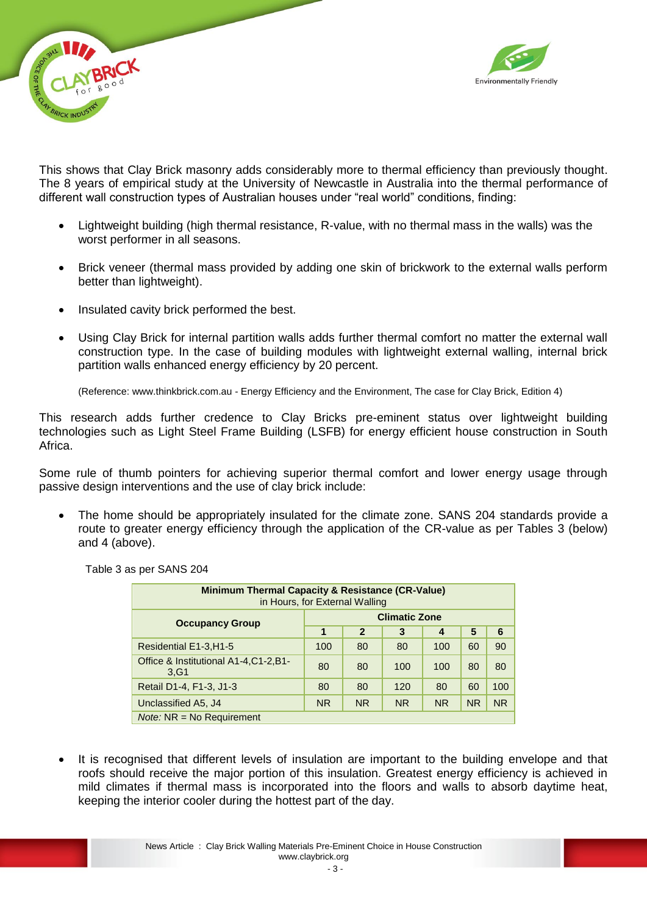This shows that Clay Brick masonry adds considerably more to thermal efficiency than previously thought. The 8 years of empirical study at the University of Newcastle in Australia into the thermal performance of different wall construction types of Australian houses under "real world" conditions, finding:

- Lightweight building (high thermal resistance, R-value, with no thermal mass in the walls) was the worst performer in all seasons.
- Brick veneer (thermal mass provided by adding one skin of brickwork to the external walls perform better than lightweight).
- Insulated cavity brick performed the best.
- Using Clay Brick for internal partition walls adds further thermal comfort no matter the external wall construction type. In the case of building modules with lightweight external walling, internal brick partition walls enhanced energy efficiency by 20 percent.

(Reference: www.thinkbrick.com.au - Energy Efficiency and the Environment, The case for Clay Brick, Edition 4)

This research adds further credence to Clay Bricks pre-eminent status over lightweight building technologies such as Light Steel Frame Building (LSFB) for energy efficient house construction in South Africa.

Some rule of thumb pointers for achieving superior thermal comfort and lower energy usage through passive design interventions and the use of clay brick include:

- The home should be appropriately insulated for the climate zone. SANS 204 standards provide a route to greater energy efficiency through the application of the CR-value as per Tables 3 (below) and 4 (above).

Table 3 as per SANS 204

| **Minimum Thermal Capacity & Resistance (CR-Value)** in Hours, for External Walling | | | | | | |
|---|---|---|---|---|---|---|
| **Occupancy Group** | **Climatic Zone** | | | | | |
| | **1** | **2** | **3** | **4** | **5** | **6** |
| Residential E1-3,H1-5 | 100 | 80 | 80 | 100 | 60 | 90 |
| Office & Institutional A1-4,C1-2,B1-3,G1 | 80 | 80 | 100 | 100 | 80 | 80 |
| Retail D1-4, F1-3, J1-3 | 80 | 80 | 120 | 80 | 60 | 100 |
| Unclassified A5, J4 | NR | NR | NR | NR | NR | NR |
| *Note:* NR = No Requirement | | | | | | |

- It is recognised that different levels of insulation are important to the building envelope and that roofs should receive the major portion of this insulation. Greatest energy efficiency is achieved in mild climates if thermal mass is incorporated into the floors and walls to absorb daytime heat, keeping the interior cooler during the hottest part of the day.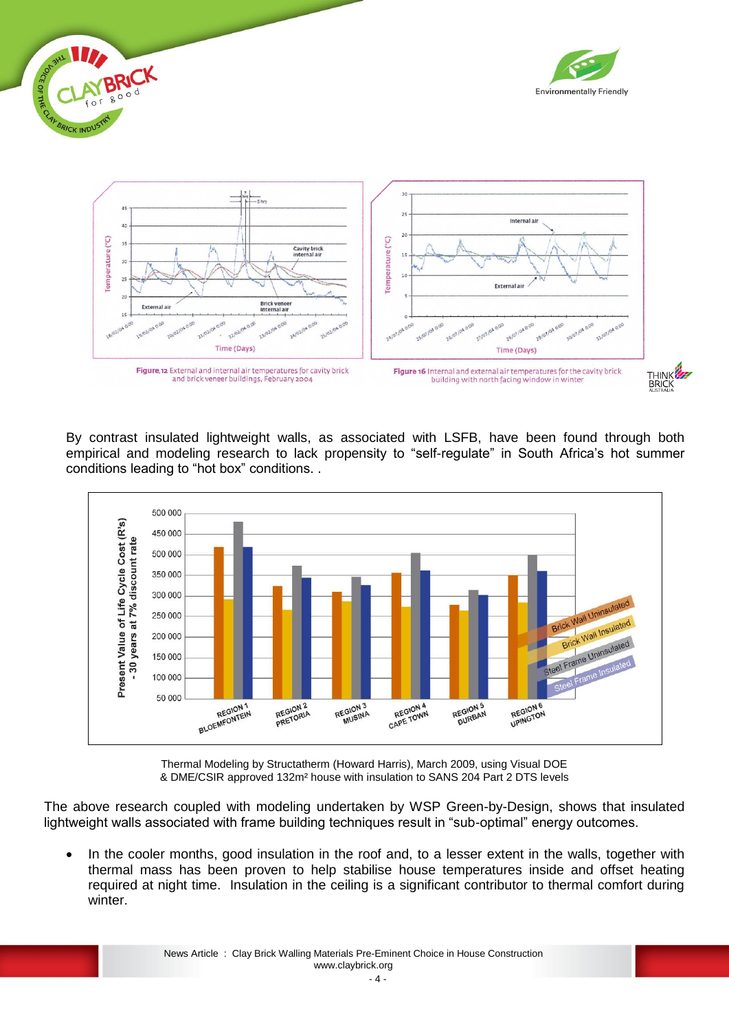Figure 12 External and internal air temperatures for cavity brick and brick veneer buildings, February 2004

Figure 16 Internal and external air temperatures for the cavity brick building with north facing window in winter

By contrast insulated lightweight walls, as associated with LSFB, have been found through both empirical and modeling research to lack propensity to “self-regulate” in South Africa’s hot summer conditions leading to “hot box” conditions. .

Thermal Modeling by Structatherm (Howard Harris), March 2009, using Visual DOE & DME/CSIR approved 132m² house with insulation to SANS 204 Part 2 DTS levels

The above research coupled with modeling undertaken by WSP Green-by-Design, shows that insulated lightweight walls associated with frame building techniques result in “sub-optimal” energy outcomes.

- In the cooler months, good insulation in the roof and, to a lesser extent in the walls, together with thermal mass has been proven to help stabilise house temperatures inside and offset heating required at night time. Insulation in the ceiling is a significant contributor to thermal comfort during winter.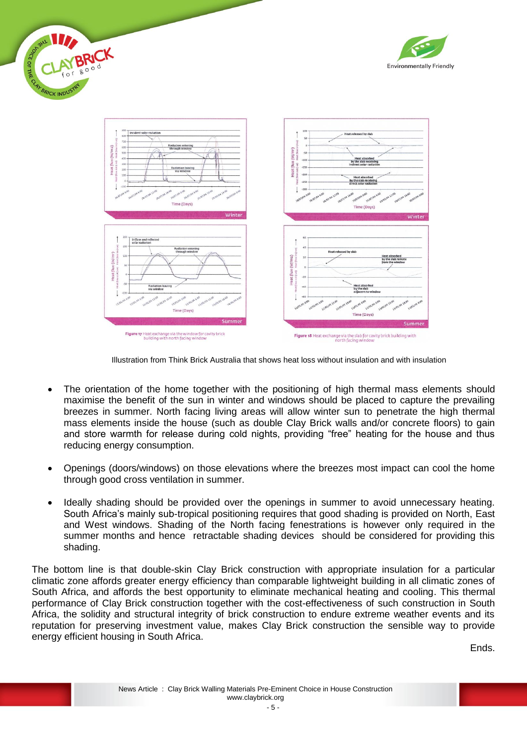Figure 17 Heat exchange via the window for cavity brick building with north facing window

Figure 18 Heat exchange via the slab for cavity brick building with north facing window

Illustration from Think Brick Australia that shows heat loss without insulation and with insulation

- The orientation of the home together with the positioning of high thermal mass elements should maximise the benefit of the sun in winter and windows should be placed to capture the prevailing breezes in summer. North facing living areas will allow winter sun to penetrate the high thermal mass elements inside the house (such as double Clay Brick walls and/or concrete floors) to gain and store warmth for release during cold nights, providing "free" heating for the house and thus reducing energy consumption.

- Openings (doors/windows) on those elevations where the breezes most impact can cool the home through good cross ventilation in summer.

- Ideally shading should be provided over the openings in summer to avoid unnecessary heating. South Africa's mainly sub-tropical positioning requires that good shading is provided on North, East and West windows. Shading of the North facing fenestrations is however only required in the summer months and hence retractable shading devices should be considered for providing this shading.

The bottom line is that double-skin Clay Brick construction with appropriate insulation for a particular climatic zone affords greater energy efficiency than comparable lightweight building in all climatic zones of South Africa, and affords the best opportunity to eliminate mechanical heating and cooling. This thermal performance of Clay Brick construction together with the cost-effectiveness of such construction in South Africa, the solidity and structural integrity of brick construction to endure extreme weather events and its reputation for preserving investment value, makes Clay Brick construction the sensible way to provide energy efficient housing in South Africa.

Ends.